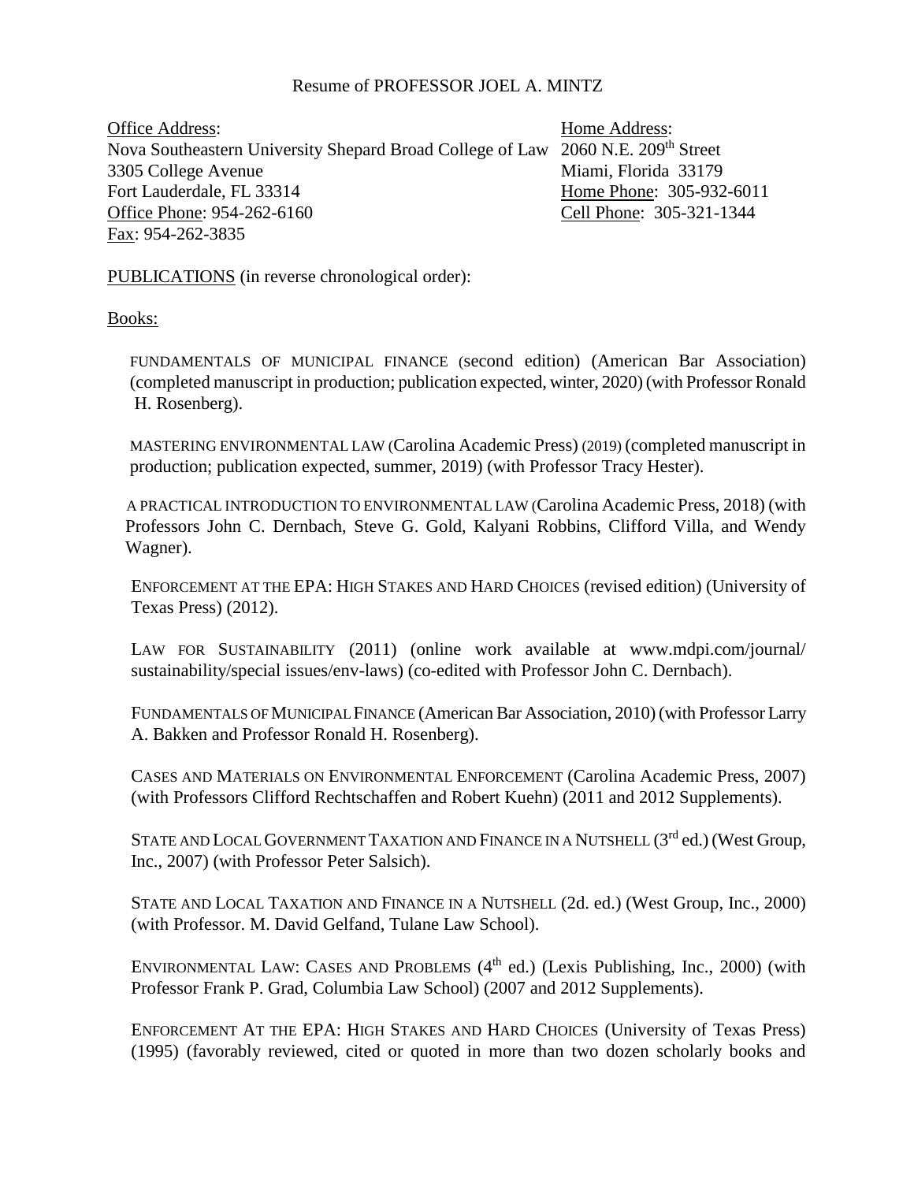Resume of PROFESSOR JOEL A. MINTZ

Office Address:
Nova Southeastern University Shepard Broad College of Law
3305 College Avenue
Fort Lauderdale, FL 33314
Office Phone: 954-262-6160
Fax: 954-262-3835

Home Address:
2060 N.E. 209th Street
Miami, Florida 33179
Home Phone: 305-932-6011
Cell Phone: 305-321-1344

PUBLICATIONS (in reverse chronological order):

Books:

FUNDAMENTALS OF MUNICIPAL FINANCE (second edition) (American Bar Association) (completed manuscript in production; publication expected, winter, 2020) (with Professor Ronald H. Rosenberg).

MASTERING ENVIRONMENTAL LAW (Carolina Academic Press) (2019) (completed manuscript in production; publication expected, summer, 2019) (with Professor Tracy Hester).

A PRACTICAL INTRODUCTION TO ENVIRONMENTAL LAW (Carolina Academic Press, 2018) (with Professors John C. Dernbach, Steve G. Gold, Kalyani Robbins, Clifford Villa, and Wendy Wagner).

ENFORCEMENT AT THE EPA: HIGH STAKES AND HARD CHOICES (revised edition) (University of Texas Press) (2012).

LAW FOR SUSTAINABILITY (2011) (online work available at www.mdpi.com/journal/ sustainability/special issues/env-laws) (co-edited with Professor John C. Dernbach).

FUNDAMENTALS OF MUNICIPAL FINANCE (American Bar Association, 2010) (with Professor Larry A. Bakken and Professor Ronald H. Rosenberg).

CASES AND MATERIALS ON ENVIRONMENTAL ENFORCEMENT (Carolina Academic Press, 2007) (with Professors Clifford Rechtschaffen and Robert Kuehn) (2011 and 2012 Supplements).

STATE AND LOCAL GOVERNMENT TAXATION AND FINANCE IN A NUTSHELL (3rd ed.) (West Group, Inc., 2007) (with Professor Peter Salsich).

STATE AND LOCAL TAXATION AND FINANCE IN A NUTSHELL (2d. ed.) (West Group, Inc., 2000) (with Professor. M. David Gelfand, Tulane Law School).

ENVIRONMENTAL LAW: CASES AND PROBLEMS (4th ed.) (Lexis Publishing, Inc., 2000) (with Professor Frank P. Grad, Columbia Law School) (2007 and 2012 Supplements).

ENFORCEMENT AT THE EPA: HIGH STAKES AND HARD CHOICES (University of Texas Press) (1995) (favorably reviewed, cited or quoted in more than two dozen scholarly books and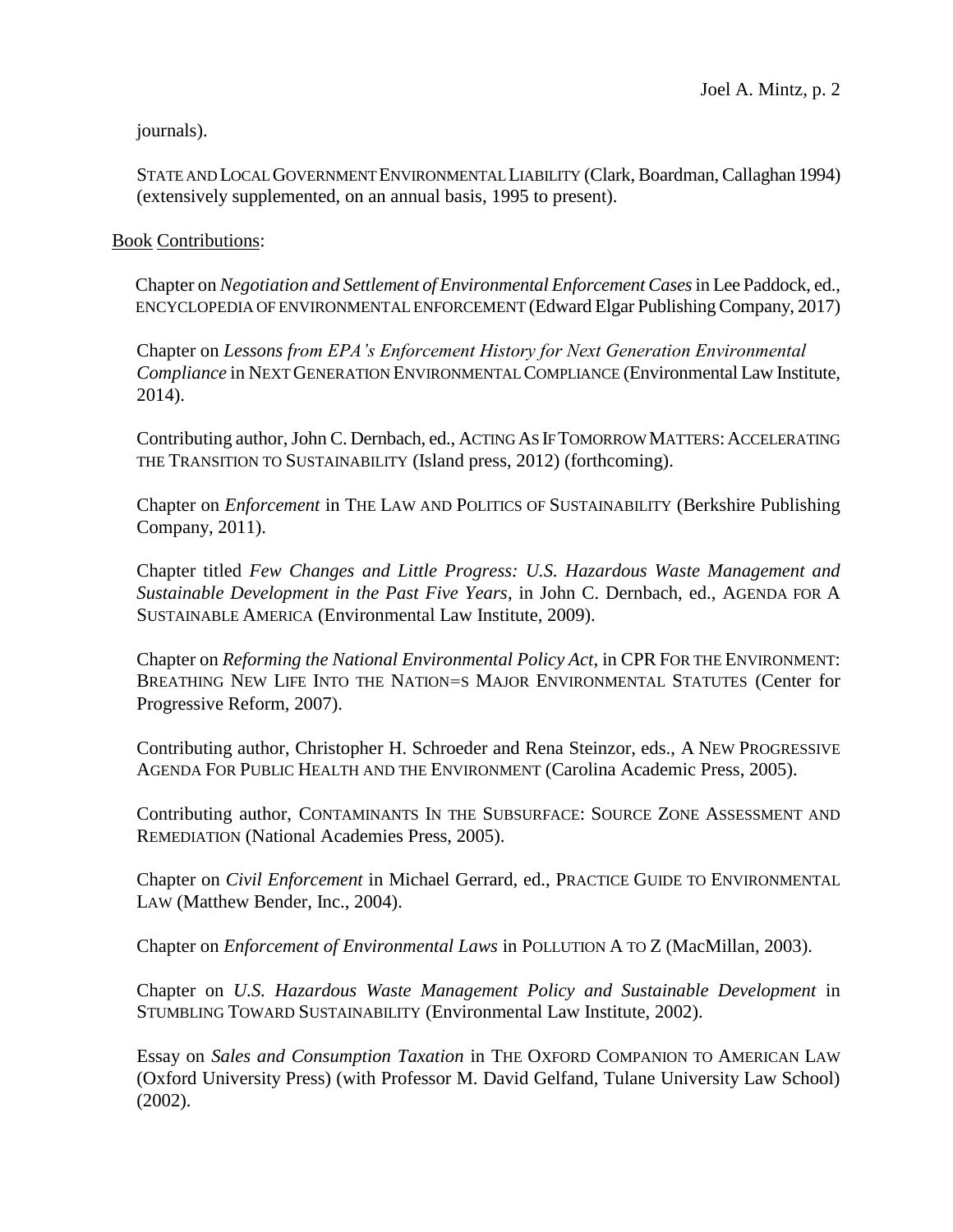journals).

STATE AND LOCAL GOVERNMENT ENVIRONMENTAL LIABILITY (Clark, Boardman, Callaghan 1994) (extensively supplemented, on an annual basis, 1995 to present).

Book Contributions:

Chapter on *Negotiation and Settlement of Environmental Enforcement Cases* in Lee Paddock, ed., ENCYCLOPEDIA OF ENVIRONMENTAL ENFORCEMENT (Edward Elgar Publishing Company, 2017)

Chapter on *Lessons from EPA's Enforcement History for Next Generation Environmental Compliance* in NEXT GENERATION ENVIRONMENTAL COMPLIANCE (Environmental Law Institute, 2014).

Contributing author, John C. Dernbach, ed., ACTING AS IF TOMORROW MATTERS: ACCELERATING THE TRANSITION TO SUSTAINABILITY (Island press, 2012) (forthcoming).

Chapter on *Enforcement* in THE LAW AND POLITICS OF SUSTAINABILITY (Berkshire Publishing Company, 2011).

Chapter titled *Few Changes and Little Progress: U.S. Hazardous Waste Management and Sustainable Development in the Past Five Years*, in John C. Dernbach, ed., AGENDA FOR A SUSTAINABLE AMERICA (Environmental Law Institute, 2009).

Chapter on *Reforming the National Environmental Policy Act*, in CPR FOR THE ENVIRONMENT: BREATHING NEW LIFE INTO THE NATION=S MAJOR ENVIRONMENTAL STATUTES (Center for Progressive Reform, 2007).

Contributing author, Christopher H. Schroeder and Rena Steinzor, eds., A NEW PROGRESSIVE AGENDA FOR PUBLIC HEALTH AND THE ENVIRONMENT (Carolina Academic Press, 2005).

Contributing author, CONTAMINANTS IN THE SUBSURFACE: SOURCE ZONE ASSESSMENT AND REMEDIATION (National Academies Press, 2005).

Chapter on *Civil Enforcement* in Michael Gerrard, ed., PRACTICE GUIDE TO ENVIRONMENTAL LAW (Matthew Bender, Inc., 2004).

Chapter on *Enforcement of Environmental Laws* in POLLUTION A TO Z (MacMillan, 2003).

Chapter on *U.S. Hazardous Waste Management Policy and Sustainable Development* in STUMBLING TOWARD SUSTAINABILITY (Environmental Law Institute, 2002).

Essay on *Sales and Consumption Taxation* in THE OXFORD COMPANION TO AMERICAN LAW (Oxford University Press) (with Professor M. David Gelfand, Tulane University Law School) (2002).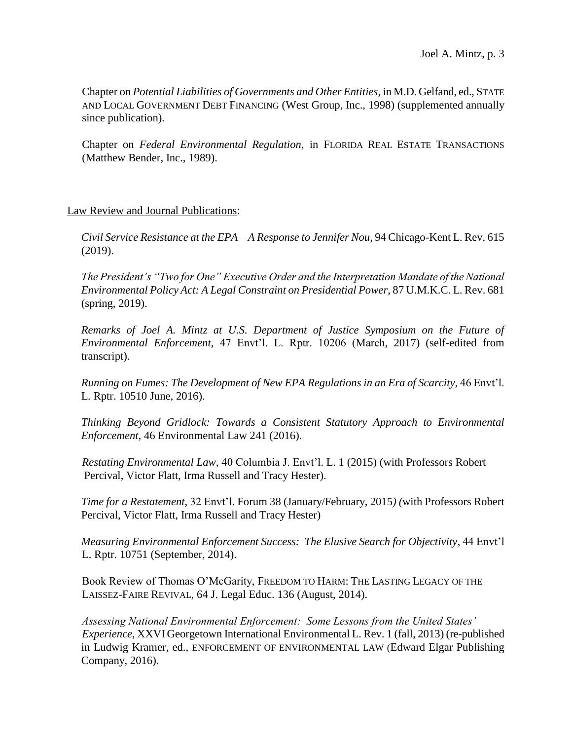Chapter on *Potential Liabilities of Governments and Other Entities*, in M.D. Gelfand, ed., STATE AND LOCAL GOVERNMENT DEBT FINANCING (West Group, Inc., 1998) (supplemented annually since publication).

Chapter on *Federal Environmental Regulation*, in FLORIDA REAL ESTATE TRANSACTIONS (Matthew Bender, Inc., 1989).

<u>Law Review and Journal Publications</u>:

*Civil Service Resistance at the EPA—A Response to Jennifer Nou*, 94 Chicago-Kent L. Rev. 615 (2019).

*The President's "Two for One" Executive Order and the Interpretation Mandate of the National Environmental Policy Act: A Legal Constraint on Presidential Power*, 87 U.M.K.C. L. Rev. 681 (spring, 2019).

*Remarks of Joel A. Mintz at U.S. Department of Justice Symposium on the Future of Environmental Enforcement*, 47 Envt'l. L. Rptr. 10206 (March, 2017) (self-edited from transcript).

*Running on Fumes: The Development of New EPA Regulations in an Era of Scarcity*, 46 Envt'l. L. Rptr. 10510 June, 2016).

*Thinking Beyond Gridlock: Towards a Consistent Statutory Approach to Environmental Enforcement*, 46 Environmental Law 241 (2016).

*Restating Environmental Law*, 40 Columbia J. Envt'l. L. 1 (2015) (with Professors Robert Percival, Victor Flatt, Irma Russell and Tracy Hester).

*Time for a Restatement*, 32 Envt'l. Forum 38 (January/February, 2015) (with Professors Robert Percival, Victor Flatt, Irma Russell and Tracy Hester)

*Measuring Environmental Enforcement Success: The Elusive Search for Objectivity*, 44 Envt'l L. Rptr. 10751 (September, 2014).

Book Review of Thomas O'McGarity, FREEDOM TO HARM: THE LASTING LEGACY OF THE LAISSEZ-FAIRE REVIVAL, 64 J. Legal Educ. 136 (August, 2014).

*Assessing National Environmental Enforcement: Some Lessons from the United States' Experience*, XXVI Georgetown International Environmental L. Rev. 1 (fall, 2013) (re-published in Ludwig Kramer, ed., ENFORCEMENT OF ENVIRONMENTAL LAW (Edward Elgar Publishing Company, 2016).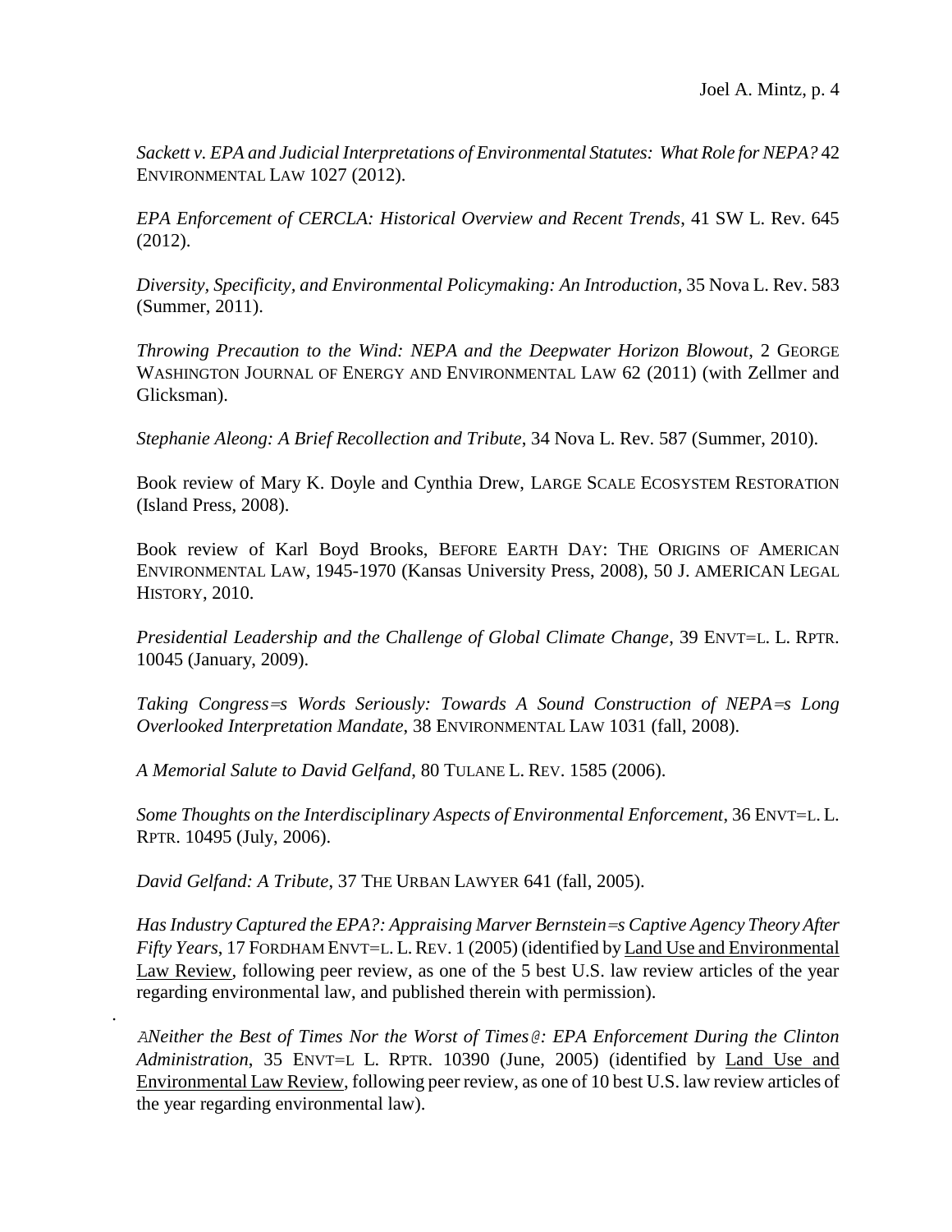*Sackett v. EPA and Judicial Interpretations of Environmental Statutes: What Role for NEPA?* 42 ENVIRONMENTAL LAW 1027 (2012).

*EPA Enforcement of CERCLA: Historical Overview and Recent Trends*, 41 SW L. Rev. 645 (2012).

*Diversity, Specificity, and Environmental Policymaking: An Introduction*, 35 Nova L. Rev. 583 (Summer, 2011).

*Throwing Precaution to the Wind: NEPA and the Deepwater Horizon Blowout*, 2 GEORGE WASHINGTON JOURNAL OF ENERGY AND ENVIRONMENTAL LAW 62 (2011) (with Zellmer and Glicksman).

*Stephanie Aleong: A Brief Recollection and Tribute*, 34 Nova L. Rev. 587 (Summer, 2010).

Book review of Mary K. Doyle and Cynthia Drew, LARGE SCALE ECOSYSTEM RESTORATION (Island Press, 2008).

Book review of Karl Boyd Brooks, BEFORE EARTH DAY: THE ORIGINS OF AMERICAN ENVIRONMENTAL LAW, 1945-1970 (Kansas University Press, 2008), 50 J. AMERICAN LEGAL HISTORY, 2010.

*Presidential Leadership and the Challenge of Global Climate Change*, 39 ENVT=L. L. RPTR. 10045 (January, 2009).

*Taking Congress=s Words Seriously: Towards A Sound Construction of NEPA=s Long Overlooked Interpretation Mandate*, 38 ENVIRONMENTAL LAW 1031 (fall, 2008).

*A Memorial Salute to David Gelfand*, 80 TULANE L. REV. 1585 (2006).

*Some Thoughts on the Interdisciplinary Aspects of Environmental Enforcement*, 36 ENVT=L. L. RPTR. 10495 (July, 2006).

*David Gelfand: A Tribute*, 37 THE URBAN LAWYER 641 (fall, 2005).

*Has Industry Captured the EPA?: Appraising Marver Bernstein=s Captive Agency Theory After Fifty Years*, 17 FORDHAM ENVT=L. L. REV. 1 (2005) (identified by Land Use and Environmental Law Review, following peer review, as one of the 5 best U.S. law review articles of the year regarding environmental law, and published therein with permission).

.

*ANeither the Best of Times Nor the Worst of Times@: EPA Enforcement During the Clinton Administration*, 35 ENVT=L L. RPTR. 10390 (June, 2005) (identified by Land Use and Environmental Law Review, following peer review, as one of 10 best U.S. law review articles of the year regarding environmental law).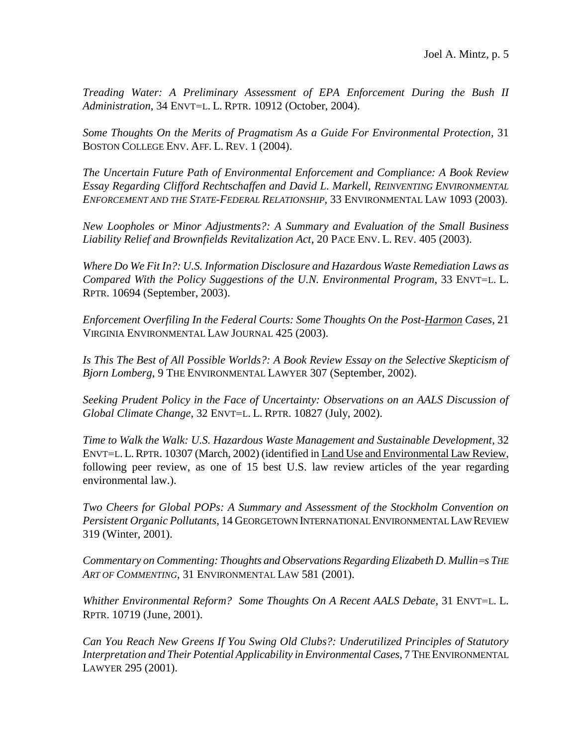*Treading Water: A Preliminary Assessment of EPA Enforcement During the Bush II Administration*, 34 ENVT=L. L. RPTR. 10912 (October, 2004).

*Some Thoughts On the Merits of Pragmatism As a Guide For Environmental Protection*, 31 BOSTON COLLEGE ENV. AFF. L. REV. 1 (2004).

*The Uncertain Future Path of Environmental Enforcement and Compliance: A Book Review Essay Regarding Clifford Rechtschaffen and David L. Markell, REINVENTING ENVIRONMENTAL ENFORCEMENT AND THE STATE-FEDERAL RELATIONSHIP*, 33 ENVIRONMENTAL LAW 1093 (2003).

*New Loopholes or Minor Adjustments?: A Summary and Evaluation of the Small Business Liability Relief and Brownfields Revitalization Act*, 20 PACE ENV. L. REV. 405 (2003).

*Where Do We Fit In?: U.S. Information Disclosure and Hazardous Waste Remediation Laws as Compared With the Policy Suggestions of the U.N. Environmental Program*, 33 ENVT=L. L. RPTR. 10694 (September, 2003).

*Enforcement Overfiling In the Federal Courts: Some Thoughts On the Post-Harmon Cases*, 21 VIRGINIA ENVIRONMENTAL LAW JOURNAL 425 (2003).

*Is This The Best of All Possible Worlds?: A Book Review Essay on the Selective Skepticism of Bjorn Lomberg*, 9 THE ENVIRONMENTAL LAWYER 307 (September, 2002).

*Seeking Prudent Policy in the Face of Uncertainty: Observations on an AALS Discussion of Global Climate Change*, 32 ENVT=L. L. RPTR. 10827 (July, 2002).

*Time to Walk the Walk: U.S. Hazardous Waste Management and Sustainable Development*, 32 ENVT=L. L. RPTR. 10307 (March, 2002) (identified in Land Use and Environmental Law Review, following peer review, as one of 15 best U.S. law review articles of the year regarding environmental law.).

*Two Cheers for Global POPs: A Summary and Assessment of the Stockholm Convention on Persistent Organic Pollutants*, 14 GEORGETOWN INTERNATIONAL ENVIRONMENTAL LAW REVIEW 319 (Winter, 2001).

*Commentary on Commenting: Thoughts and Observations Regarding Elizabeth D. Mullin=s THE ART OF COMMENTING*, 31 ENVIRONMENTAL LAW 581 (2001).

*Whither Environmental Reform? Some Thoughts On A Recent AALS Debate*, 31 ENVT=L. L. RPTR. 10719 (June, 2001).

*Can You Reach New Greens If You Swing Old Clubs?: Underutilized Principles of Statutory Interpretation and Their Potential Applicability in Environmental Cases*, 7 THE ENVIRONMENTAL LAWYER 295 (2001).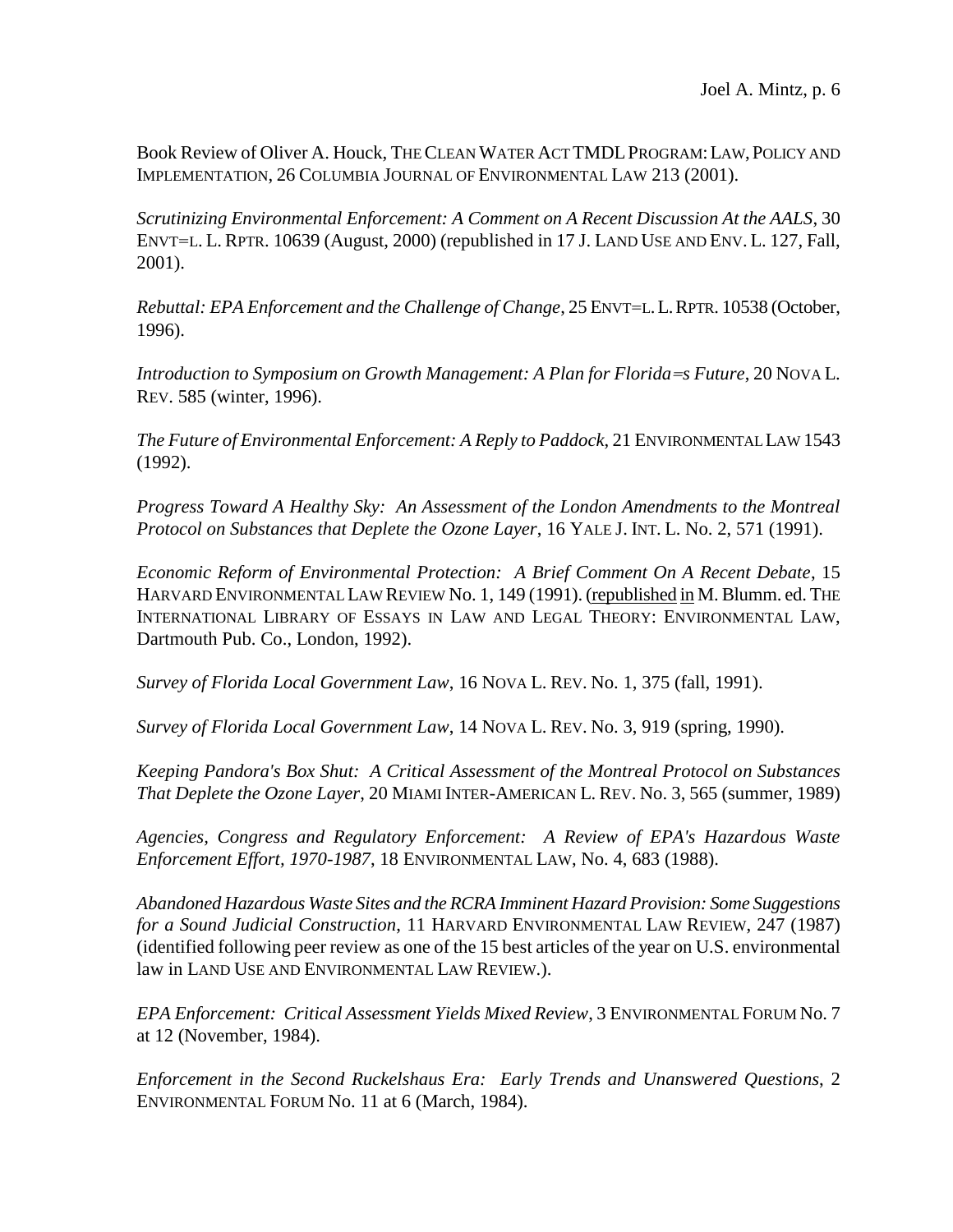Book Review of Oliver A. Houck, THE CLEAN WATER ACT TMDL PROGRAM: LAW, POLICY AND IMPLEMENTATION, 26 COLUMBIA JOURNAL OF ENVIRONMENTAL LAW 213 (2001).

*Scrutinizing Environmental Enforcement: A Comment on A Recent Discussion At the AALS*, 30 ENVT=L. L. RPTR. 10639 (August, 2000) (republished in 17 J. LAND USE AND ENV. L. 127, Fall, 2001).

*Rebuttal: EPA Enforcement and the Challenge of Change*, 25 ENVT=L. L. RPTR. 10538 (October, 1996).

*Introduction to Symposium on Growth Management: A Plan for Florida=s Future*, 20 NOVA L. REV. 585 (winter, 1996).

*The Future of Environmental Enforcement: A Reply to Paddock*, 21 ENVIRONMENTAL LAW 1543 (1992).

*Progress Toward A Healthy Sky: An Assessment of the London Amendments to the Montreal Protocol on Substances that Deplete the Ozone Layer*, 16 YALE J. INT. L. No. 2, 571 (1991).

*Economic Reform of Environmental Protection: A Brief Comment On A Recent Debate*, 15 HARVARD ENVIRONMENTAL LAW REVIEW No. 1, 149 (1991). (republished in M. Blumm. ed. THE INTERNATIONAL LIBRARY OF ESSAYS IN LAW AND LEGAL THEORY: ENVIRONMENTAL LAW, Dartmouth Pub. Co., London, 1992).

*Survey of Florida Local Government Law*, 16 NOVA L. REV. No. 1, 375 (fall, 1991).

*Survey of Florida Local Government Law*, 14 NOVA L. REV. No. 3, 919 (spring, 1990).

*Keeping Pandora's Box Shut: A Critical Assessment of the Montreal Protocol on Substances That Deplete the Ozone Layer*, 20 MIAMI INTER-AMERICAN L. REV. No. 3, 565 (summer, 1989)

*Agencies, Congress and Regulatory Enforcement: A Review of EPA's Hazardous Waste Enforcement Effort, 1970-1987*, 18 ENVIRONMENTAL LAW, No. 4, 683 (1988).

*Abandoned Hazardous Waste Sites and the RCRA Imminent Hazard Provision: Some Suggestions for a Sound Judicial Construction*, 11 HARVARD ENVIRONMENTAL LAW REVIEW, 247 (1987) (identified following peer review as one of the 15 best articles of the year on U.S. environmental law in LAND USE AND ENVIRONMENTAL LAW REVIEW.).

*EPA Enforcement: Critical Assessment Yields Mixed Review*, 3 ENVIRONMENTAL FORUM No. 7 at 12 (November, 1984).

*Enforcement in the Second Ruckelshaus Era: Early Trends and Unanswered Questions*, 2 ENVIRONMENTAL FORUM No. 11 at 6 (March, 1984).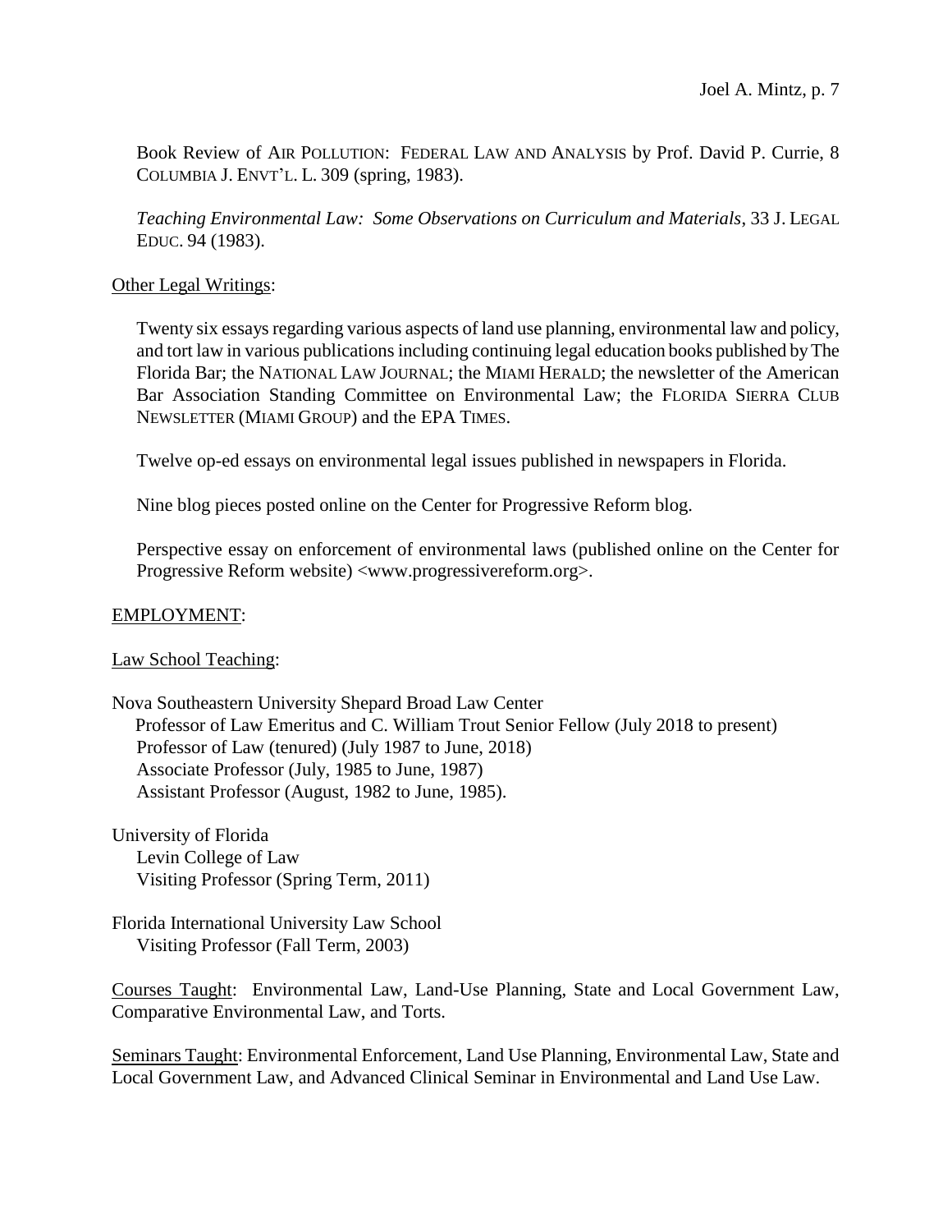Book Review of AIR POLLUTION: FEDERAL LAW AND ANALYSIS by Prof. David P. Currie, 8 COLUMBIA J. ENVT'L. L. 309 (spring, 1983).

*Teaching Environmental Law: Some Observations on Curriculum and Materials*, 33 J. LEGAL EDUC. 94 (1983).

Other Legal Writings:

Twenty six essays regarding various aspects of land use planning, environmental law and policy, and tort law in various publications including continuing legal education books published by The Florida Bar; the NATIONAL LAW JOURNAL; the MIAMI HERALD; the newsletter of the American Bar Association Standing Committee on Environmental Law; the FLORIDA SIERRA CLUB NEWSLETTER (MIAMI GROUP) and the EPA TIMES.

Twelve op-ed essays on environmental legal issues published in newspapers in Florida.

Nine blog pieces posted online on the Center for Progressive Reform blog.

Perspective essay on enforcement of environmental laws (published online on the Center for Progressive Reform website) <www.progressivereform.org>.

## EMPLOYMENT:

Law School Teaching:

Nova Southeastern University Shepard Broad Law Center
Professor of Law Emeritus and C. William Trout Senior Fellow (July 2018 to present)
Professor of Law (tenured) (July 1987 to June, 2018)
Associate Professor (July, 1985 to June, 1987)
Assistant Professor (August, 1982 to June, 1985).

University of Florida
Levin College of Law
Visiting Professor (Spring Term, 2011)

Florida International University Law School
Visiting Professor (Fall Term, 2003)

Courses Taught: Environmental Law, Land-Use Planning, State and Local Government Law, Comparative Environmental Law, and Torts.

Seminars Taught: Environmental Enforcement, Land Use Planning, Environmental Law, State and Local Government Law, and Advanced Clinical Seminar in Environmental and Land Use Law.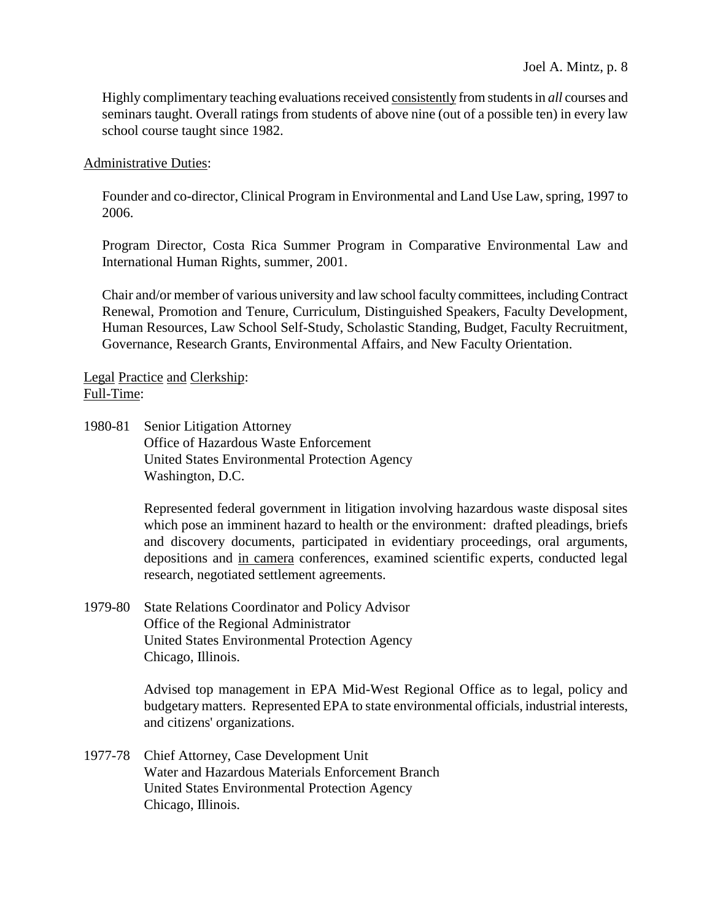Highly complimentary teaching evaluations received consistently from students in *all* courses and seminars taught. Overall ratings from students of above nine (out of a possible ten) in every law school course taught since 1982.

Administrative Duties:

Founder and co-director, Clinical Program in Environmental and Land Use Law, spring, 1997 to 2006.

Program Director, Costa Rica Summer Program in Comparative Environmental Law and International Human Rights, summer, 2001.

Chair and/or member of various university and law school faculty committees, including Contract Renewal, Promotion and Tenure, Curriculum, Distinguished Speakers, Faculty Development, Human Resources, Law School Self-Study, Scholastic Standing, Budget, Faculty Recruitment, Governance, Research Grants, Environmental Affairs, and New Faculty Orientation.

Legal Practice and Clerkship:
Full-Time:

1980-81 Senior Litigation Attorney
Office of Hazardous Waste Enforcement
United States Environmental Protection Agency
Washington, D.C.

Represented federal government in litigation involving hazardous waste disposal sites which pose an imminent hazard to health or the environment: drafted pleadings, briefs and discovery documents, participated in evidentiary proceedings, oral arguments, depositions and in camera conferences, examined scientific experts, conducted legal research, negotiated settlement agreements.

1979-80 State Relations Coordinator and Policy Advisor
Office of the Regional Administrator
United States Environmental Protection Agency
Chicago, Illinois.

Advised top management in EPA Mid-West Regional Office as to legal, policy and budgetary matters. Represented EPA to state environmental officials, industrial interests, and citizens' organizations.

1977-78 Chief Attorney, Case Development Unit
Water and Hazardous Materials Enforcement Branch
United States Environmental Protection Agency
Chicago, Illinois.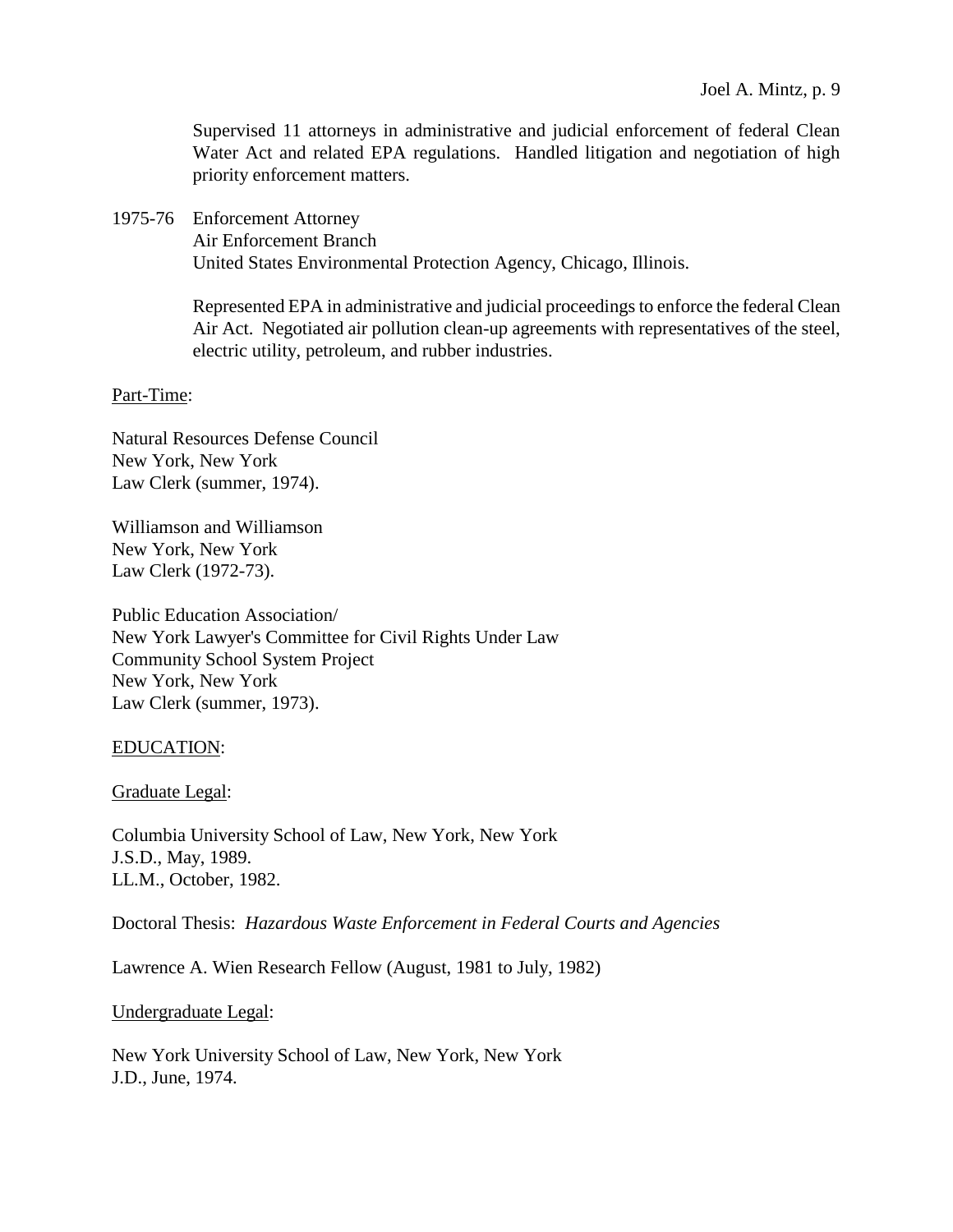Supervised 11 attorneys in administrative and judicial enforcement of federal Clean Water Act and related EPA regulations. Handled litigation and negotiation of high priority enforcement matters.

1975-76 Enforcement Attorney
Air Enforcement Branch
United States Environmental Protection Agency, Chicago, Illinois.

Represented EPA in administrative and judicial proceedings to enforce the federal Clean Air Act. Negotiated air pollution clean-up agreements with representatives of the steel, electric utility, petroleum, and rubber industries.

<u>Part-Time</u>:

Natural Resources Defense Council
New York, New York
Law Clerk (summer, 1974).

Williamson and Williamson
New York, New York
Law Clerk (1972-73).

Public Education Association/
New York Lawyer's Committee for Civil Rights Under Law
Community School System Project
New York, New York
Law Clerk (summer, 1973).

<u>EDUCATION</u>:

<u>Graduate Legal</u>:

Columbia University School of Law, New York, New York
J.S.D., May, 1989.
LL.M., October, 1982.

Doctoral Thesis: *Hazardous Waste Enforcement in Federal Courts and Agencies*

Lawrence A. Wien Research Fellow (August, 1981 to July, 1982)

<u>Undergraduate Legal</u>:

New York University School of Law, New York, New York
J.D., June, 1974.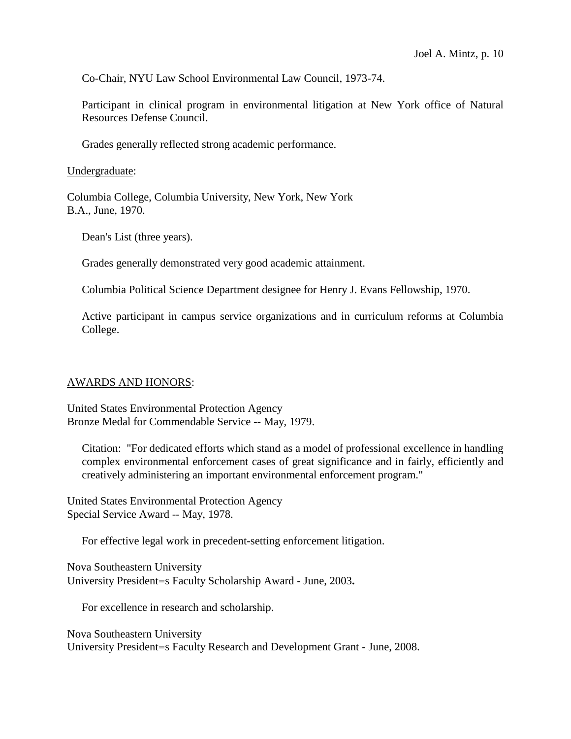Co-Chair, NYU Law School Environmental Law Council, 1973-74.

Participant in clinical program in environmental litigation at New York office of Natural Resources Defense Council.

Grades generally reflected strong academic performance.

Undergraduate:

Columbia College, Columbia University, New York, New York
B.A., June, 1970.

Dean's List (three years).

Grades generally demonstrated very good academic attainment.

Columbia Political Science Department designee for Henry J. Evans Fellowship, 1970.

Active participant in campus service organizations and in curriculum reforms at Columbia College.

AWARDS AND HONORS:

United States Environmental Protection Agency
Bronze Medal for Commendable Service -- May, 1979.

Citation: "For dedicated efforts which stand as a model of professional excellence in handling complex environmental enforcement cases of great significance and in fairly, efficiently and creatively administering an important environmental enforcement program."

United States Environmental Protection Agency
Special Service Award -- May, 1978.

For effective legal work in precedent-setting enforcement litigation.

Nova Southeastern University
University President=s Faculty Scholarship Award - June, 2003**.**

For excellence in research and scholarship.

Nova Southeastern University
University President=s Faculty Research and Development Grant - June, 2008.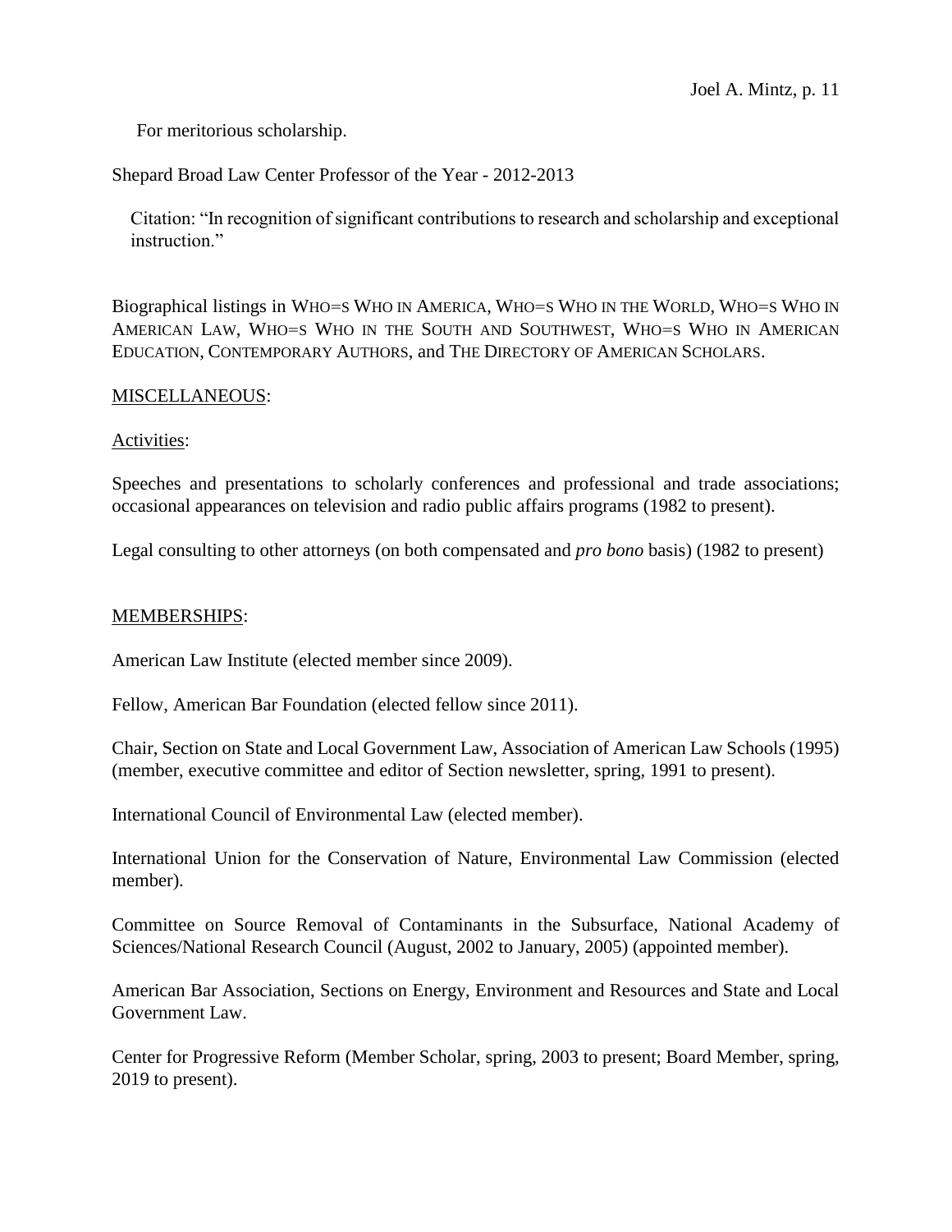For meritorious scholarship.

Shepard Broad Law Center Professor of the Year - 2012-2013

Citation: "In recognition of significant contributions to research and scholarship and exceptional instruction."

Biographical listings in WHO=S WHO IN AMERICA, WHO=S WHO IN THE WORLD, WHO=S WHO IN AMERICAN LAW, WHO=S WHO IN THE SOUTH AND SOUTHWEST, WHO=S WHO IN AMERICAN EDUCATION, CONTEMPORARY AUTHORS, and THE DIRECTORY OF AMERICAN SCHOLARS.

<u>MISCELLANEOUS</u>:

<u>Activities</u>:

Speeches and presentations to scholarly conferences and professional and trade associations; occasional appearances on television and radio public affairs programs (1982 to present).

Legal consulting to other attorneys (on both compensated and *pro bono* basis) (1982 to present)

<u>MEMBERSHIPS</u>:

American Law Institute (elected member since 2009).

Fellow, American Bar Foundation (elected fellow since 2011).

Chair, Section on State and Local Government Law, Association of American Law Schools (1995) (member, executive committee and editor of Section newsletter, spring, 1991 to present).

International Council of Environmental Law (elected member).

International Union for the Conservation of Nature, Environmental Law Commission (elected member).

Committee on Source Removal of Contaminants in the Subsurface, National Academy of Sciences/National Research Council (August, 2002 to January, 2005) (appointed member).

American Bar Association, Sections on Energy, Environment and Resources and State and Local Government Law.

Center for Progressive Reform (Member Scholar, spring, 2003 to present; Board Member, spring, 2019 to present).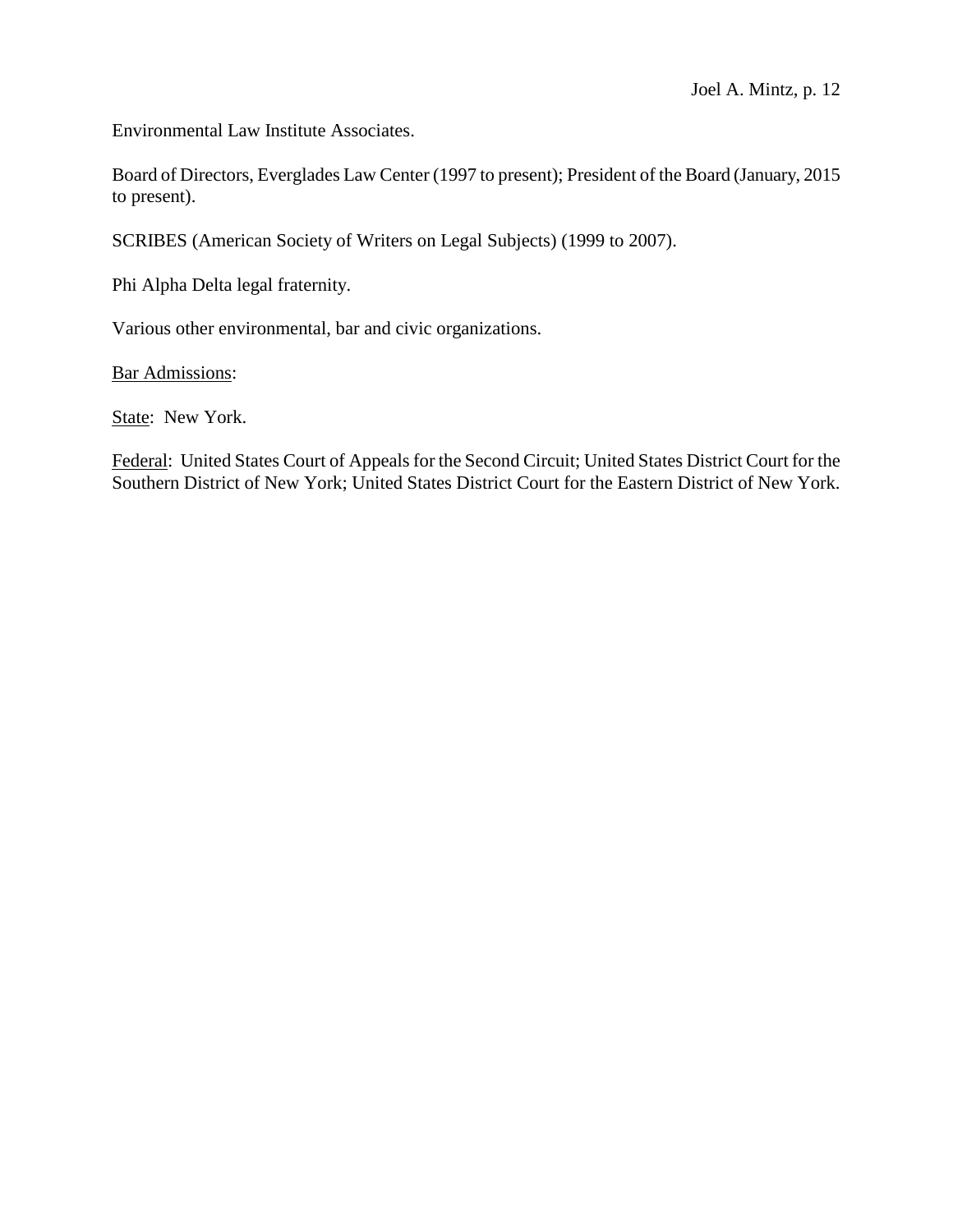Environmental Law Institute Associates.

Board of Directors, Everglades Law Center (1997 to present); President of the Board (January, 2015 to present).

SCRIBES (American Society of Writers on Legal Subjects) (1999 to 2007).

Phi Alpha Delta legal fraternity.

Various other environmental, bar and civic organizations.

<u>Bar Admissions</u>:

<u>State</u>: New York.

<u>Federal</u>: United States Court of Appeals for the Second Circuit; United States District Court for the Southern District of New York; United States District Court for the Eastern District of New York.